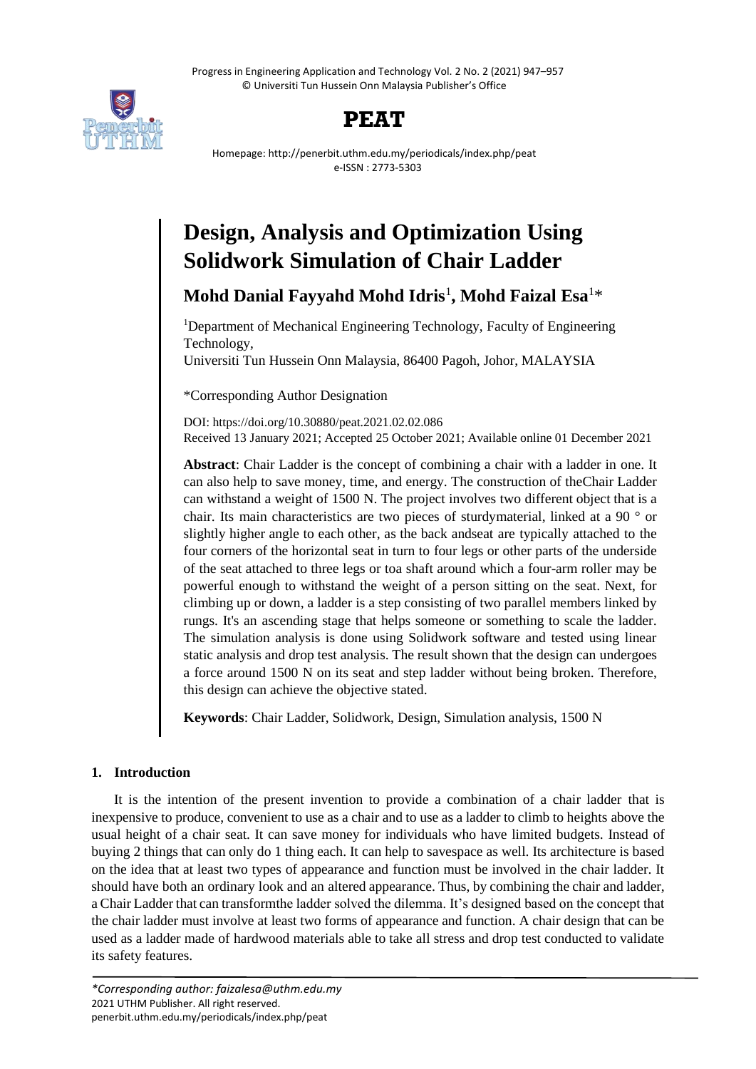# Design, Analysis and Optimization Using Solidwork Simulation of Chair Ladder

**Mohd Danial Fayyahd Mohd Idris**[1], **Mohd Faizal Esa**[1]*

[1]Department of Mechanical Engineering Technology, Faculty of Engineering Technology,
Universiti Tun Hussein Onn Malaysia, 86400 Pagoh, Johor, MALAYSIA

*Corresponding Author Designation

DOI: https://doi.org/10.30880/peat.2021.02.02.086
Received 13 January 2021; Accepted 25 October 2021; Available online 01 December 2021

**Abstract**: Chair Ladder is the concept of combining a chair with a ladder in one. It can also help to save money, time, and energy. The construction of theChair Ladder can withstand a weight of 1500 N. The project involves two different object that is a chair. Its main characteristics are two pieces of sturdymaterial, linked at a 90 ° or slightly higher angle to each other, as the back andseat are typically attached to the four corners of the horizontal seat in turn to four legs or other parts of the underside of the seat attached to three legs or toa shaft around which a four-arm roller may be powerful enough to withstand the weight of a person sitting on the seat. Next, for climbing up or down, a ladder is a step consisting of two parallel members linked by rungs. It's an ascending stage that helps someone or something to scale the ladder. The simulation analysis is done using Solidwork software and tested using linear static analysis and drop test analysis. The result shown that the design can undergoes a force around 1500 N on its seat and step ladder without being broken. Therefore, this design can achieve the objective stated.

**Keywords**: Chair Ladder, Solidwork, Design, Simulation analysis, 1500 N

## 1. Introduction

It is the intention of the present invention to provide a combination of a chair ladder that is inexpensive to produce, convenient to use as a chair and to use as a ladder to climb to heights above the usual height of a chair seat. It can save money for individuals who have limited budgets. Instead of buying 2 things that can only do 1 thing each. It can help to savespace as well. Its architecture is based on the idea that at least two types of appearance and function must be involved in the chair ladder. It should have both an ordinary look and an altered appearance. Thus, by combining the chair and ladder, a Chair Ladder that can transformthe ladder solved the dilemma. It's designed based on the concept that the chair ladder must involve at least two forms of appearance and function. A chair design that can be used as a ladder made of hardwood materials able to take all stress and drop test conducted to validate its safety features.

*\*Corresponding author: faizalesa@uthm.edu.my*
2021 UTHM Publisher. All right reserved.
penerbit.uthm.edu.my/periodicals/index.php/peat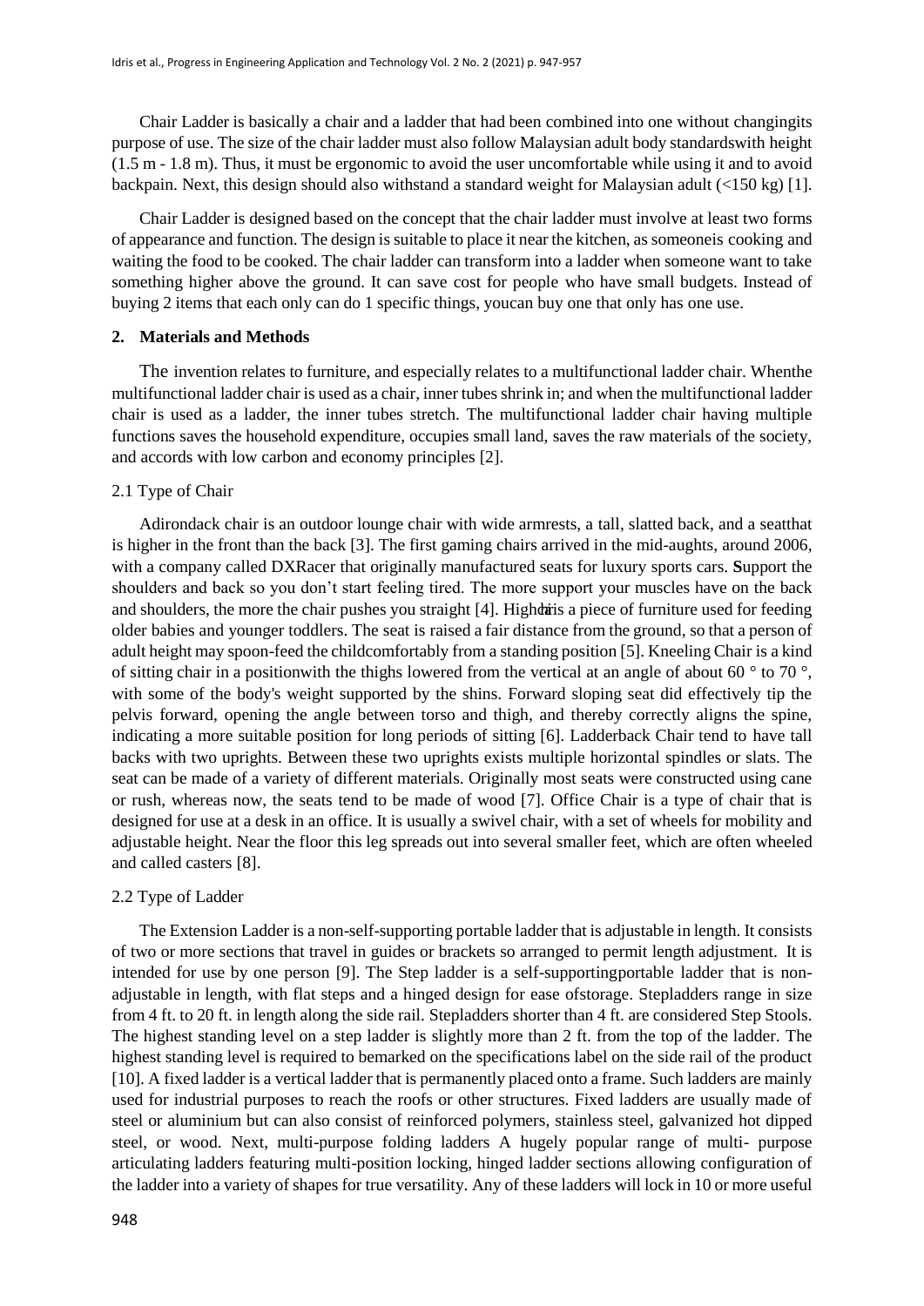Chair Ladder is basically a chair and a ladder that had been combined into one without changingits purpose of use. The size of the chair ladder must also follow Malaysian adult body standardswith height (1.5 m - 1.8 m). Thus, it must be ergonomic to avoid the user uncomfortable while using it and to avoid backpain. Next, this design should also withstand a standard weight for Malaysian adult (<150 kg) [1].

Chair Ladder is designed based on the concept that the chair ladder must involve at least two forms of appearance and function. The design is suitable to place it near the kitchen, as someoneis cooking and waiting the food to be cooked. The chair ladder can transform into a ladder when someone want to take something higher above the ground. It can save cost for people who have small budgets. Instead of buying 2 items that each only can do 1 specific things, youcan buy one that only has one use.

## 2. Materials and Methods

The invention relates to furniture, and especially relates to a multifunctional ladder chair. Whenthe multifunctional ladder chair is used as a chair, inner tubes shrink in; and when the multifunctional ladder chair is used as a ladder, the inner tubes stretch. The multifunctional ladder chair having multiple functions saves the household expenditure, occupies small land, saves the raw materials of the society, and accords with low carbon and economy principles [2].

### 2.1 Type of Chair

Adirondack chair is an outdoor lounge chair with wide armrests, a tall, slatted back, and a seatthat is higher in the front than the back [3]. The first gaming chairs arrived in the mid-aughts, around 2006, with a company called DXRacer that originally manufactured seats for luxury sports cars. **S**upport the shoulders and back so you don't start feeling tired. The more support your muscles have on the back and shoulders, the more the chair pushes you straight [4]. Highchair is a piece of furniture used for feeding older babies and younger toddlers. The seat is raised a fair distance from the ground, so that a person of adult height may spoon-feed the childcomfortably from a standing position [5]. Kneeling Chair is a kind of sitting chair in a positionwith the thighs lowered from the vertical at an angle of about 60 ° to 70 °, with some of the body's weight supported by the shins. Forward sloping seat did effectively tip the pelvis forward, opening the angle between torso and thigh, and thereby correctly aligns the spine, indicating a more suitable position for long periods of sitting [6]. Ladderback Chair tend to have tall backs with two uprights. Between these two uprights exists multiple horizontal spindles or slats. The seat can be made of a variety of different materials. Originally most seats were constructed using cane or rush, whereas now, the seats tend to be made of wood [7]. Office Chair is a type of chair that is designed for use at a desk in an office. It is usually a swivel chair, with a set of wheels for mobility and adjustable height. Near the floor this leg spreads out into several smaller feet, which are often wheeled and called casters [8].

### 2.2 Type of Ladder

The Extension Ladder is a non-self-supporting portable ladder that is adjustable in length. It consists of two or more sections that travel in guides or brackets so arranged to permit length adjustment. It is intended for use by one person [9]. The Step ladder is a self-supportingportable ladder that is non-adjustable in length, with flat steps and a hinged design for ease ofstorage. Stepladders range in size from 4 ft. to 20 ft. in length along the side rail. Stepladders shorter than 4 ft. are considered Step Stools. The highest standing level on a step ladder is slightly more than 2 ft. from the top of the ladder. The highest standing level is required to bemarked on the specifications label on the side rail of the product [10]. A fixed ladder is a vertical ladder that is permanently placed onto a frame. Such ladders are mainly used for industrial purposes to reach the roofs or other structures. Fixed ladders are usually made of steel or aluminium but can also consist of reinforced polymers, stainless steel, galvanized hot dipped steel, or wood. Next, multi-purpose folding ladders A hugely popular range of multi- purpose articulating ladders featuring multi-position locking, hinged ladder sections allowing configuration of the ladder into a variety of shapes for true versatility. Any of these ladders will lock in 10 or more useful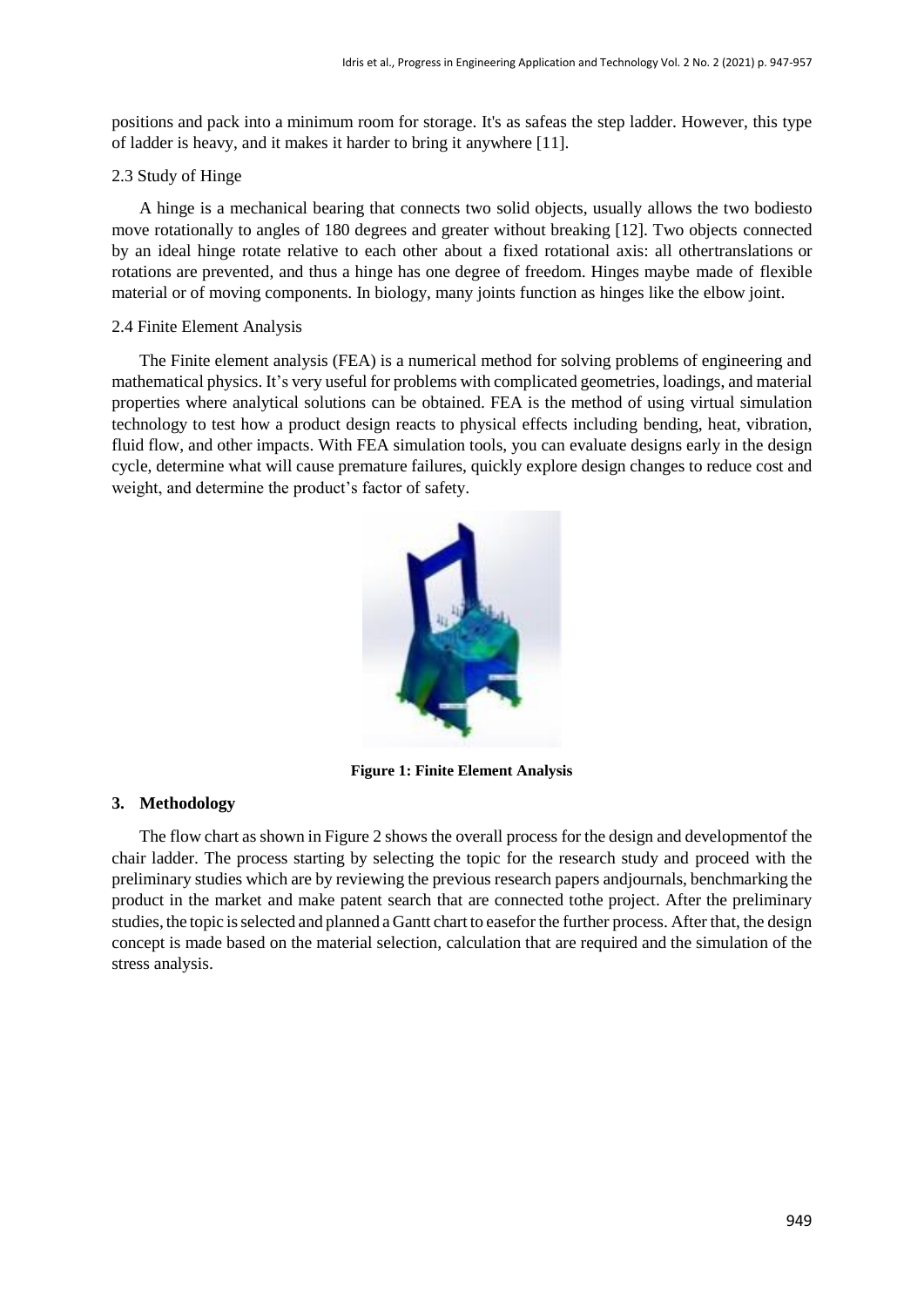positions and pack into a minimum room for storage. It's as safeas the step ladder. However, this type of ladder is heavy, and it makes it harder to bring it anywhere [11].

### 2.3 Study of Hinge

A hinge is a mechanical bearing that connects two solid objects, usually allows the two bodiesto move rotationally to angles of 180 degrees and greater without breaking [12]. Two objects connected by an ideal hinge rotate relative to each other about a fixed rotational axis: all othertranslations or rotations are prevented, and thus a hinge has one degree of freedom. Hinges maybe made of flexible material or of moving components. In biology, many joints function as hinges like the elbow joint.

### 2.4 Finite Element Analysis

The Finite element analysis (FEA) is a numerical method for solving problems of engineering and mathematical physics. It's very useful for problems with complicated geometries, loadings, and material properties where analytical solutions can be obtained. FEA is the method of using virtual simulation technology to test how a product design reacts to physical effects including bending, heat, vibration, fluid flow, and other impacts. With FEA simulation tools, you can evaluate designs early in the design cycle, determine what will cause premature failures, quickly explore design changes to reduce cost and weight, and determine the product's factor of safety.

**Figure 1: Finite Element Analysis**

## 3. Methodology

The flow chart as shown in Figure 2 shows the overall process for the design and developmentof the chair ladder. The process starting by selecting the topic for the research study and proceed with the preliminary studies which are by reviewing the previous research papers andjournals, benchmarking the product in the market and make patent search that are connected tothe project. After the preliminary studies, the topic is selected and planned a Gantt chart to easefor the further process. After that, the design concept is made based on the material selection, calculation that are required and the simulation of the stress analysis.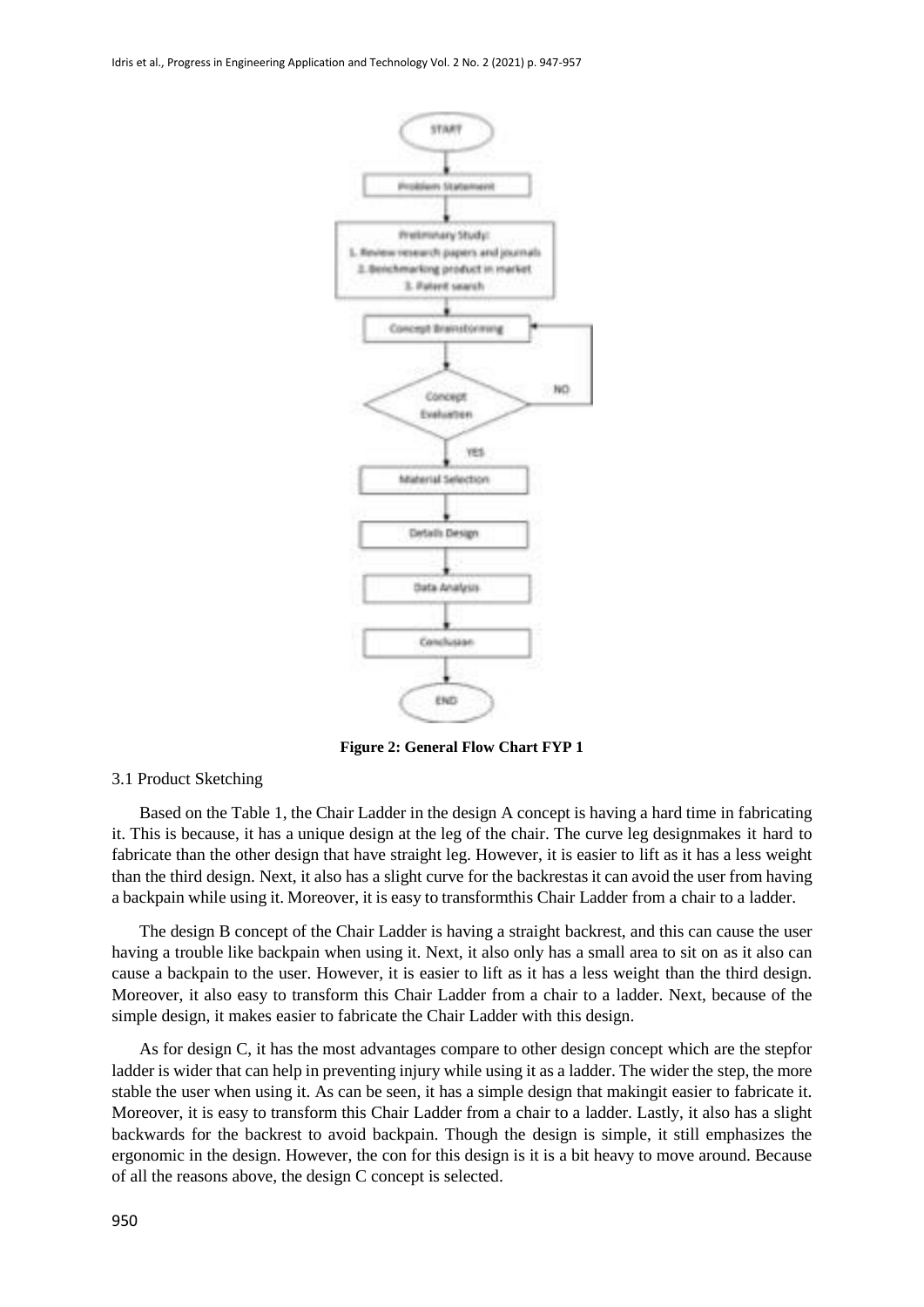**Figure 2: General Flow Chart FYP 1**

3.1 Product Sketching

Based on the Table 1, the Chair Ladder in the design A concept is having a hard time in fabricating it. This is because, it has a unique design at the leg of the chair. The curve leg designmakes it hard to fabricate than the other design that have straight leg. However, it is easier to lift as it has a less weight than the third design. Next, it also has a slight curve for the backrestas it can avoid the user from having a backpain while using it. Moreover, it is easy to transformthis Chair Ladder from a chair to a ladder.

The design B concept of the Chair Ladder is having a straight backrest, and this can cause the user having a trouble like backpain when using it. Next, it also only has a small area to sit on as it also can cause a backpain to the user. However, it is easier to lift as it has a less weight than the third design. Moreover, it also easy to transform this Chair Ladder from a chair to a ladder. Next, because of the simple design, it makes easier to fabricate the Chair Ladder with this design.

As for design C, it has the most advantages compare to other design concept which are the stepfor ladder is wider that can help in preventing injury while using it as a ladder. The wider the step, the more stable the user when using it. As can be seen, it has a simple design that makingit easier to fabricate it. Moreover, it is easy to transform this Chair Ladder from a chair to a ladder. Lastly, it also has a slight backwards for the backrest to avoid backpain. Though the design is simple, it still emphasizes the ergonomic in the design. However, the con for this design is it is a bit heavy to move around. Because of all the reasons above, the design C concept is selected.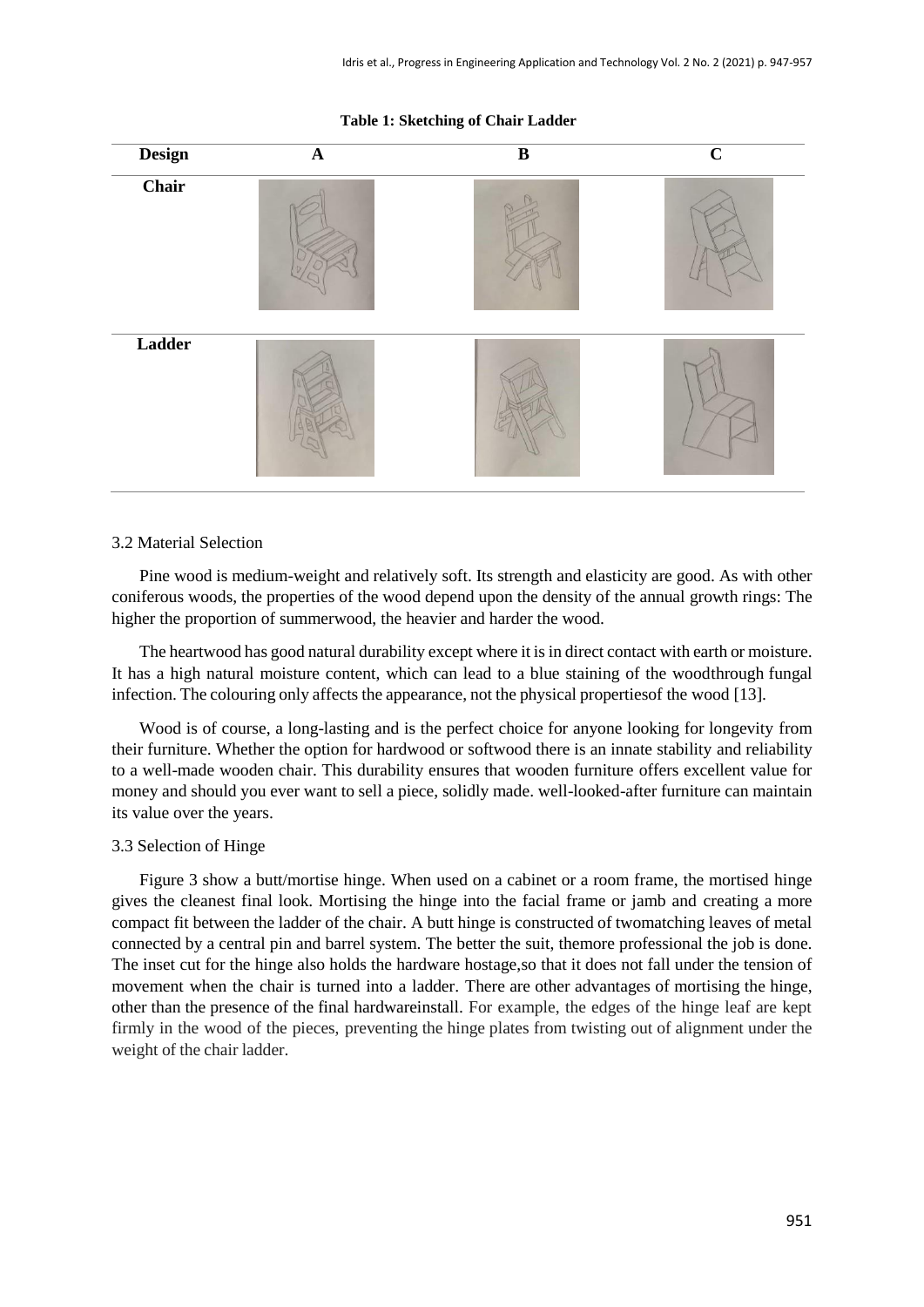**Table 1: Sketching of Chair Ladder**

| Design | A | B | C |
|---|---|---|---|
| **Chair** | | | |
| **Ladder** | | | |

3.2 Material Selection

Pine wood is medium-weight and relatively soft. Its strength and elasticity are good. As with other coniferous woods, the properties of the wood depend upon the density of the annual growth rings: The higher the proportion of summerwood, the heavier and harder the wood.

The heartwood has good natural durability except where it is in direct contact with earth or moisture. It has a high natural moisture content, which can lead to a blue staining of the woodthrough fungal infection. The colouring only affects the appearance, not the physical propertiesof the wood [13].

Wood is of course, a long-lasting and is the perfect choice for anyone looking for longevity from their furniture. Whether the option for hardwood or softwood there is an innate stability and reliability to a well-made wooden chair. This durability ensures that wooden furniture offers excellent value for money and should you ever want to sell a piece, solidly made. well-looked-after furniture can maintain its value over the years.

3.3 Selection of Hinge

Figure 3 show a butt/mortise hinge. When used on a cabinet or a room frame, the mortised hinge gives the cleanest final look. Mortising the hinge into the facial frame or jamb and creating a more compact fit between the ladder of the chair. A butt hinge is constructed of twomatching leaves of metal connected by a central pin and barrel system. The better the suit, themore professional the job is done. The inset cut for the hinge also holds the hardware hostage,so that it does not fall under the tension of movement when the chair is turned into a ladder. There are other advantages of mortising the hinge, other than the presence of the final hardwareinstall. For example, the edges of the hinge leaf are kept firmly in the wood of the pieces, preventing the hinge plates from twisting out of alignment under the weight of the chair ladder.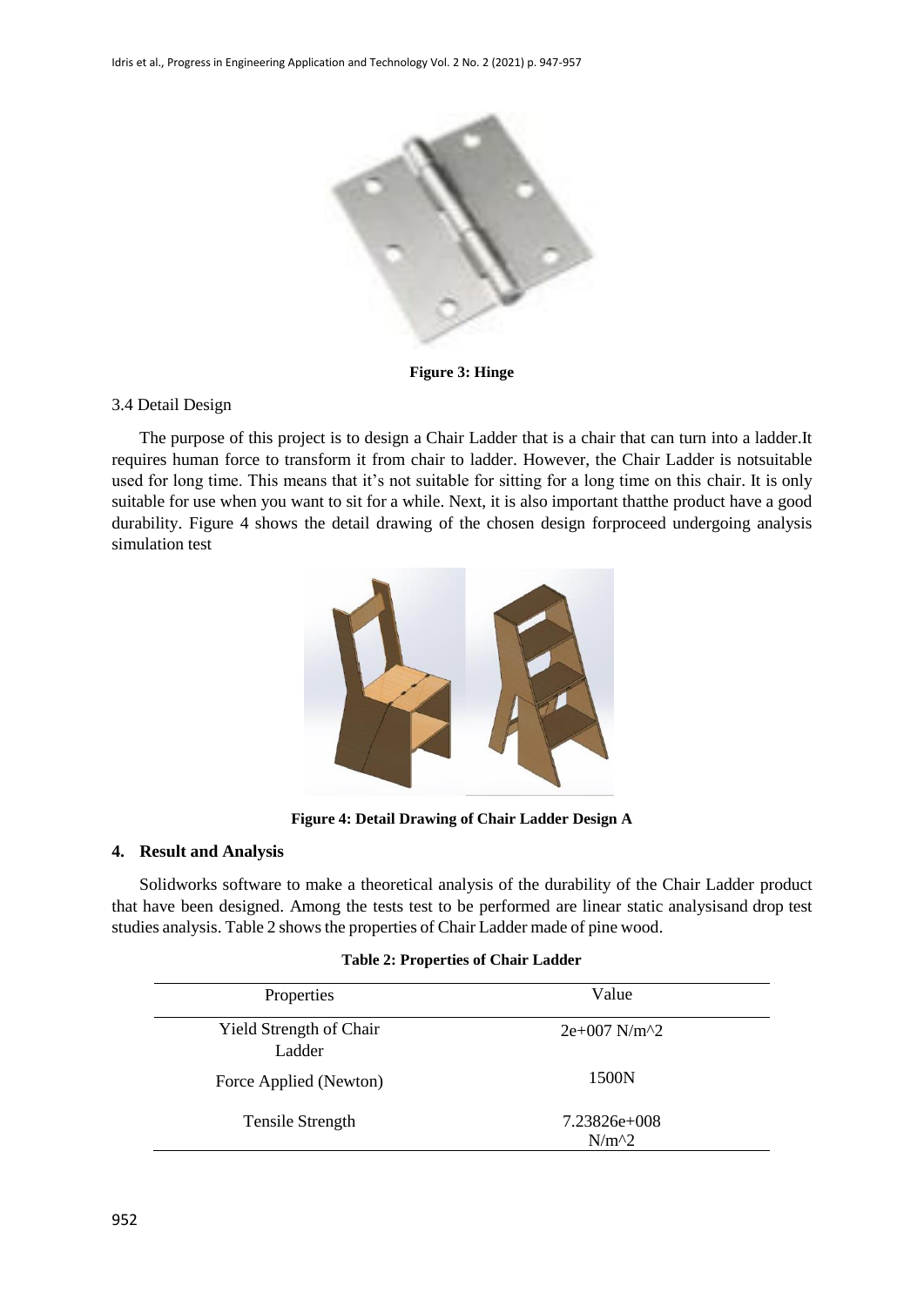**Figure 3: Hinge**

3.4 Detail Design

The purpose of this project is to design a Chair Ladder that is a chair that can turn into a ladder.It requires human force to transform it from chair to ladder. However, the Chair Ladder is notsuitable used for long time. This means that it's not suitable for sitting for a long time on this chair. It is only suitable for use when you want to sit for a while. Next, it is also important thatthe product have a good durability. Figure 4 shows the detail drawing of the chosen design forproceed undergoing analysis simulation test

**Figure 4: Detail Drawing of Chair Ladder Design A**

## 4. Result and Analysis

Solidworks software to make a theoretical analysis of the durability of the Chair Ladder product that have been designed. Among the tests test to be performed are linear static analysisand drop test studies analysis. Table 2 shows the properties of Chair Ladder made of pine wood.

**Table 2: Properties of Chair Ladder**

| Properties | Value |
| --- | --- |
| Yield Strength of Chair Ladder | 2e+007 N/m^2 |
| Force Applied (Newton) | 1500N |
| Tensile Strength | 7.23826e+008 N/m^2 |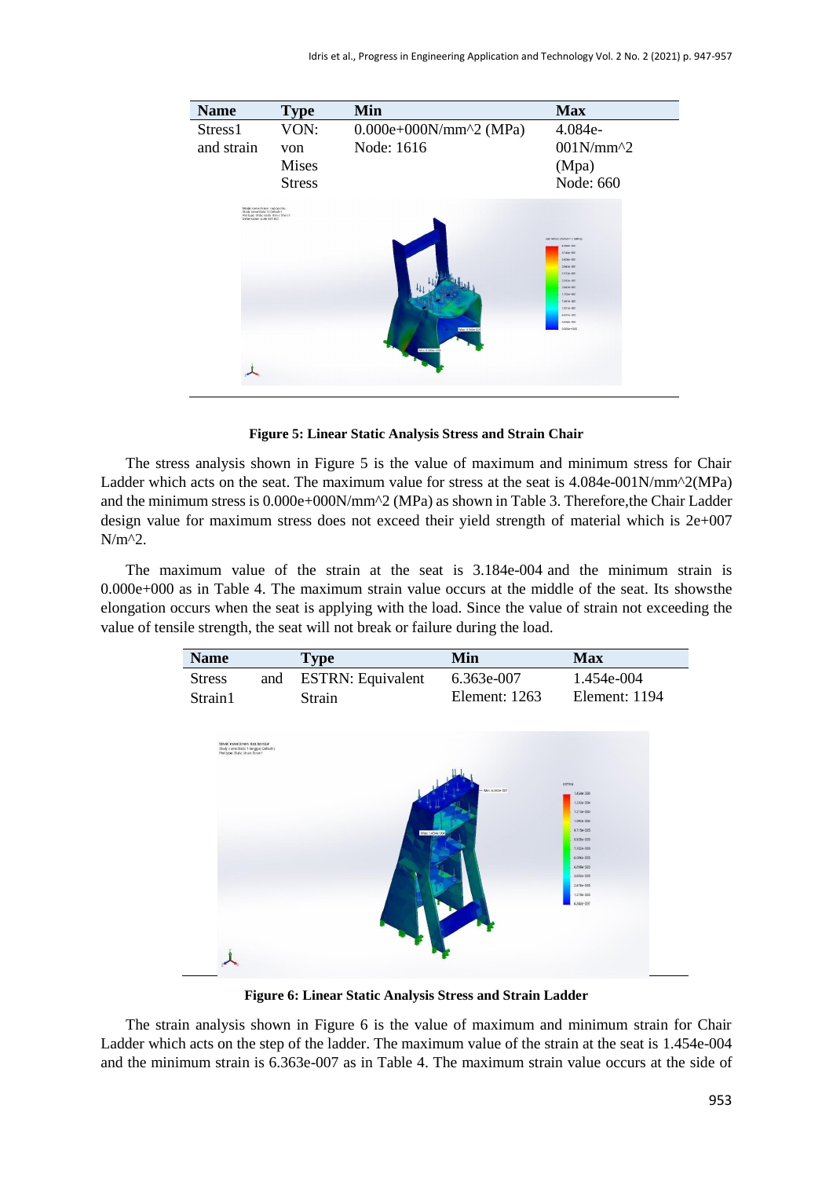| Name | Type | Min | Max |
|---|---|---|---|
| Stress1 and strain | VON: von Mises Stress | 0.000e+000N/mm^2 (MPa) Node: 1616 | 4.084e-001N/mm^2 (Mpa) Node: 660 |

**Figure 5: Linear Static Analysis Stress and Strain Chair**

The stress analysis shown in Figure 5 is the value of maximum and minimum stress for Chair Ladder which acts on the seat. The maximum value for stress at the seat is 4.084e-001N/mm^2(MPa) and the minimum stress is 0.000e+000N/mm^2 (MPa) as shown in Table 3. Therefore,the Chair Ladder design value for maximum stress does not exceed their yield strength of material which is 2e+007 N/m^2.

The maximum value of the strain at the seat is 3.184e-004 and the minimum strain is 0.000e+000 as in Table 4. The maximum strain value occurs at the middle of the seat. Its showsthe elongation occurs when the seat is applying with the load. Since the value of strain not exceeding the value of tensile strength, the seat will not break or failure during the load.

| Name | Type | Min | Max |
|---|---|---|---|
| Stress and Strain1 | ESTRN: Equivalent Strain | 6.363e-007 Element: 1263 | 1.454e-004 Element: 1194 |

**Figure 6: Linear Static Analysis Stress and Strain Ladder**

The strain analysis shown in Figure 6 is the value of maximum and minimum strain for Chair Ladder which acts on the step of the ladder. The maximum value of the strain at the seat is 1.454e-004 and the minimum strain is 6.363e-007 as in Table 4. The maximum strain value occurs at the side of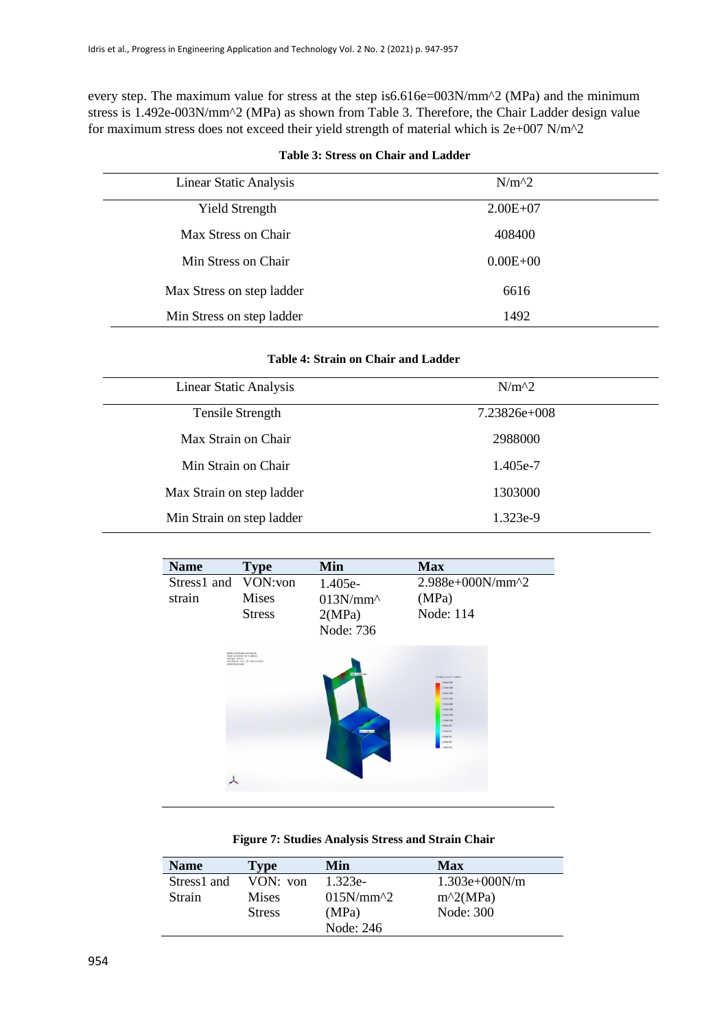every step. The maximum value for stress at the step is6.616e=003N/mm^2 (MPa) and the minimum stress is 1.492e-003N/mm^2 (MPa) as shown from Table 3. Therefore, the Chair Ladder design value for maximum stress does not exceed their yield strength of material which is 2e+007 N/m^2

**Table 3: Stress on Chair and Ladder**

| Linear Static Analysis | N/m^2 |
|---|---|
| Yield Strength | 2.00E+07 |
| Max Stress on Chair | 408400 |
| Min Stress on Chair | 0.00E+00 |
| Max Stress on step ladder | 6616 |
| Min Stress on step ladder | 1492 |

**Table 4: Strain on Chair and Ladder**

| Linear Static Analysis | N/m^2 |
|---|---|
| Tensile Strength | 7.23826e+008 |
| Max Strain on Chair | 2988000 |
| Min Strain on Chair | 1.405e-7 |
| Max Strain on step ladder | 1303000 |
| Min Strain on step ladder | 1.323e-9 |

| Name | Type | Min | Max |
|---|---|---|---|
| Stress1 and strain | VON:von Mises Stress | 1.405e-013N/mm^2(MPa) Node: 736 | 2.988e+000N/mm^2 (MPa) Node: 114 |

**Figure 7: Studies Analysis Stress and Strain Chair**

| Name | Type | Min | Max |
|---|---|---|---|
| Stress1 and Strain | VON: von Mises Stress | 1.323e-015N/mm^2 (MPa) Node: 246 | 1.303e+000N/mm^2(MPa) Node: 300 |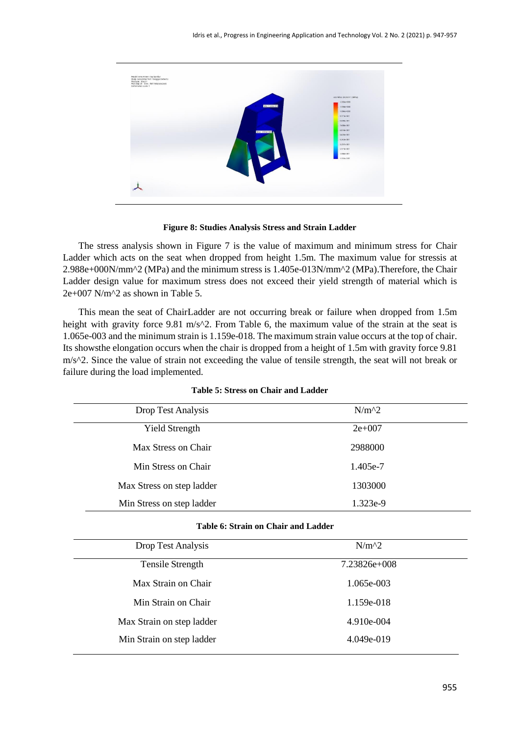**Figure 8: Studies Analysis Stress and Strain Ladder**

The stress analysis shown in Figure 7 is the value of maximum and minimum stress for Chair Ladder which acts on the seat when dropped from height 1.5m. The maximum value for stressis at 2.988e+000N/mm^2 (MPa) and the minimum stress is 1.405e-013N/mm^2 (MPa).Therefore, the Chair Ladder design value for maximum stress does not exceed their yield strength of material which is 2e+007 N/m^2 as shown in Table 5.

This mean the seat of ChairLadder are not occurring break or failure when dropped from 1.5m height with gravity force 9.81 m/s^2. From Table 6, the maximum value of the strain at the seat is 1.065e-003 and the minimum strain is 1.159e-018. The maximum strain value occurs at the top of chair. Its showsthe elongation occurs when the chair is dropped from a height of 1.5m with gravity force 9.81 m/s^2. Since the value of strain not exceeding the value of tensile strength, the seat will not break or failure during the load implemented.

**Table 5: Stress on Chair and Ladder**

| Drop Test Analysis | N/m^2 |
|---|---|
| Yield Strength | 2e+007 |
| Max Stress on Chair | 2988000 |
| Min Stress on Chair | 1.405e-7 |
| Max Stress on step ladder | 1303000 |
| Min Stress on step ladder | 1.323e-9 |

**Table 6: Strain on Chair and Ladder**

| Drop Test Analysis | N/m^2 |
|---|---|
| Tensile Strength | 7.23826e+008 |
| Max Strain on Chair | 1.065e-003 |
| Min Strain on Chair | 1.159e-018 |
| Max Strain on step ladder | 4.910e-004 |
| Min Strain on step ladder | 4.049e-019 |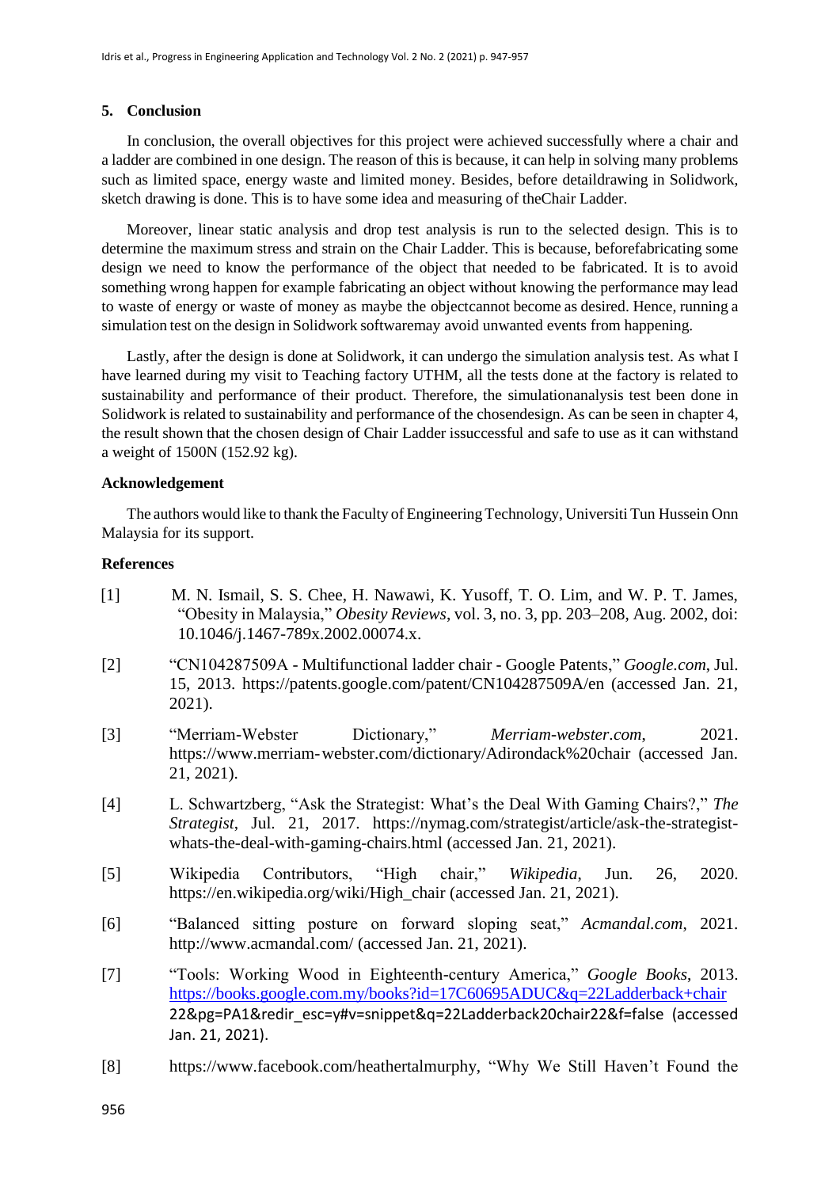## 5. Conclusion

In conclusion, the overall objectives for this project were achieved successfully where a chair and a ladder are combined in one design. The reason of this is because, it can help in solving many problems such as limited space, energy waste and limited money. Besides, before detaildrawing in Solidwork, sketch drawing is done. This is to have some idea and measuring of theChair Ladder.

Moreover, linear static analysis and drop test analysis is run to the selected design. This is to determine the maximum stress and strain on the Chair Ladder. This is because, beforefabricating some design we need to know the performance of the object that needed to be fabricated. It is to avoid something wrong happen for example fabricating an object without knowing the performance may lead to waste of energy or waste of money as maybe the objectcannot become as desired. Hence, running a simulation test on the design in Solidwork softwaremay avoid unwanted events from happening.

Lastly, after the design is done at Solidwork, it can undergo the simulation analysis test. As what I have learned during my visit to Teaching factory UTHM, all the tests done at the factory is related to sustainability and performance of their product. Therefore, the simulationanalysis test been done in Solidwork is related to sustainability and performance of the chosendesign. As can be seen in chapter 4, the result shown that the chosen design of Chair Ladder issuccessful and safe to use as it can withstand a weight of 1500N (152.92 kg).

### Acknowledgement

The authors would like to thank the Faculty of Engineering Technology, Universiti Tun Hussein Onn Malaysia for its support.

### References

[1] M. N. Ismail, S. S. Chee, H. Nawawi, K. Yusoff, T. O. Lim, and W. P. T. James, "Obesity in Malaysia," *Obesity Reviews*, vol. 3, no. 3, pp. 203–208, Aug. 2002, doi: 10.1046/j.1467-789x.2002.00074.x.

[2] "CN104287509A - Multifunctional ladder chair - Google Patents," *Google.com*, Jul. 15, 2013. https://patents.google.com/patent/CN104287509A/en (accessed Jan. 21, 2021).

[3] "Merriam-Webster Dictionary," *Merriam-webster.com*, 2021. https://www.merriam-webster.com/dictionary/Adirondack%20chair (accessed Jan. 21, 2021).

[4] L. Schwartzberg, "Ask the Strategist: What's the Deal With Gaming Chairs?," *The Strategist*, Jul. 21, 2017. https://nymag.com/strategist/article/ask-the-strategist-whats-the-deal-with-gaming-chairs.html (accessed Jan. 21, 2021).

[5] Wikipedia Contributors, "High chair," *Wikipedia*, Jun. 26, 2020. https://en.wikipedia.org/wiki/High_chair (accessed Jan. 21, 2021).

[6] "Balanced sitting posture on forward sloping seat," *Acmandal.com*, 2021. http://www.acmandal.com/ (accessed Jan. 21, 2021).

[7] "Tools: Working Wood in Eighteenth-century America," *Google Books*, 2013. https://books.google.com.my/books?id=17C60695ADUC&q=22Ladderback+chair 22&pg=PA1&redir_esc=y#v=snippet&q=22Ladderback20chair22&f=false (accessed Jan. 21, 2021).

[8] https://www.facebook.com/heathertalmurphy, "Why We Still Haven't Found the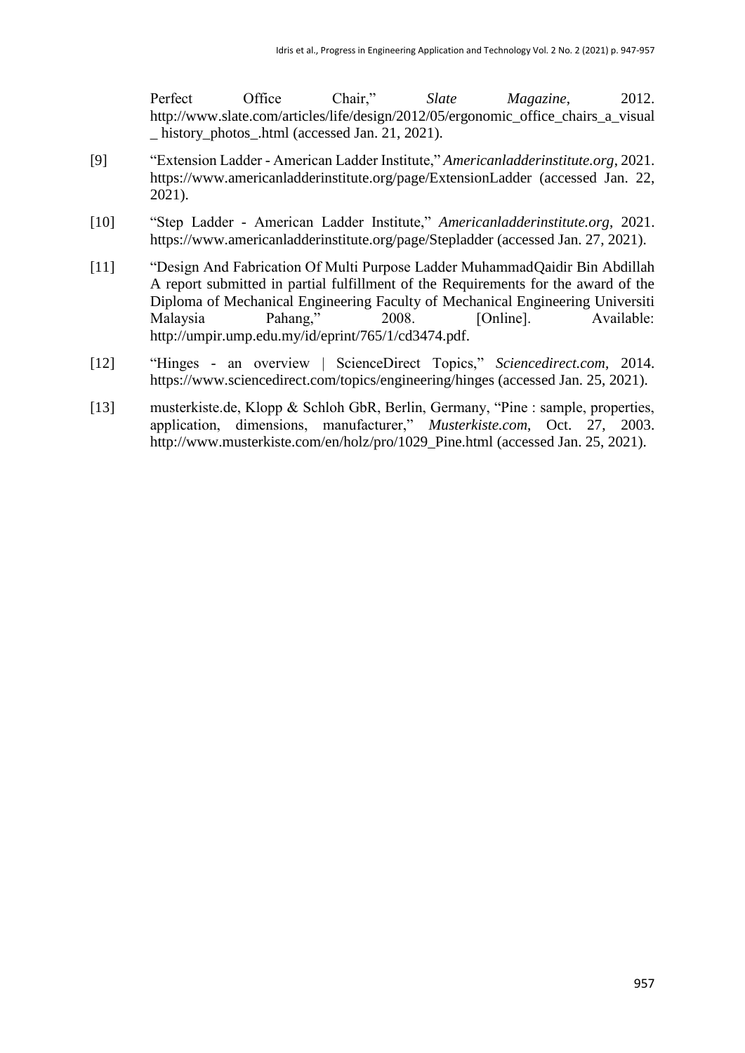Perfect Office Chair," *Slate Magazine*, 2012. http://www.slate.com/articles/life/design/2012/05/ergonomic_office_chairs_a_visual_ history_photos_.html (accessed Jan. 21, 2021).

[9] "Extension Ladder - American Ladder Institute," *Americanladderinstitute.org*, 2021. https://www.americanladderinstitute.org/page/ExtensionLadder (accessed Jan. 22, 2021).

[10] "Step Ladder - American Ladder Institute," *Americanladderinstitute.org*, 2021. https://www.americanladderinstitute.org/page/Stepladder (accessed Jan. 27, 2021).

[11] "Design And Fabrication Of Multi Purpose Ladder MuhammadQaidir Bin Abdillah A report submitted in partial fulfillment of the Requirements for the award of the Diploma of Mechanical Engineering Faculty of Mechanical Engineering Universiti Malaysia Pahang," 2008. [Online]. Available: http://umpir.ump.edu.my/id/eprint/765/1/cd3474.pdf.

[12] "Hinges - an overview | ScienceDirect Topics," *Sciencedirect.com*, 2014. https://www.sciencedirect.com/topics/engineering/hinges (accessed Jan. 25, 2021).

[13] musterkiste.de, Klopp & Schloh GbR, Berlin, Germany, "Pine : sample, properties, application, dimensions, manufacturer," *Musterkiste.com*, Oct. 27, 2003. http://www.musterkiste.com/en/holz/pro/1029_Pine.html (accessed Jan. 25, 2021).